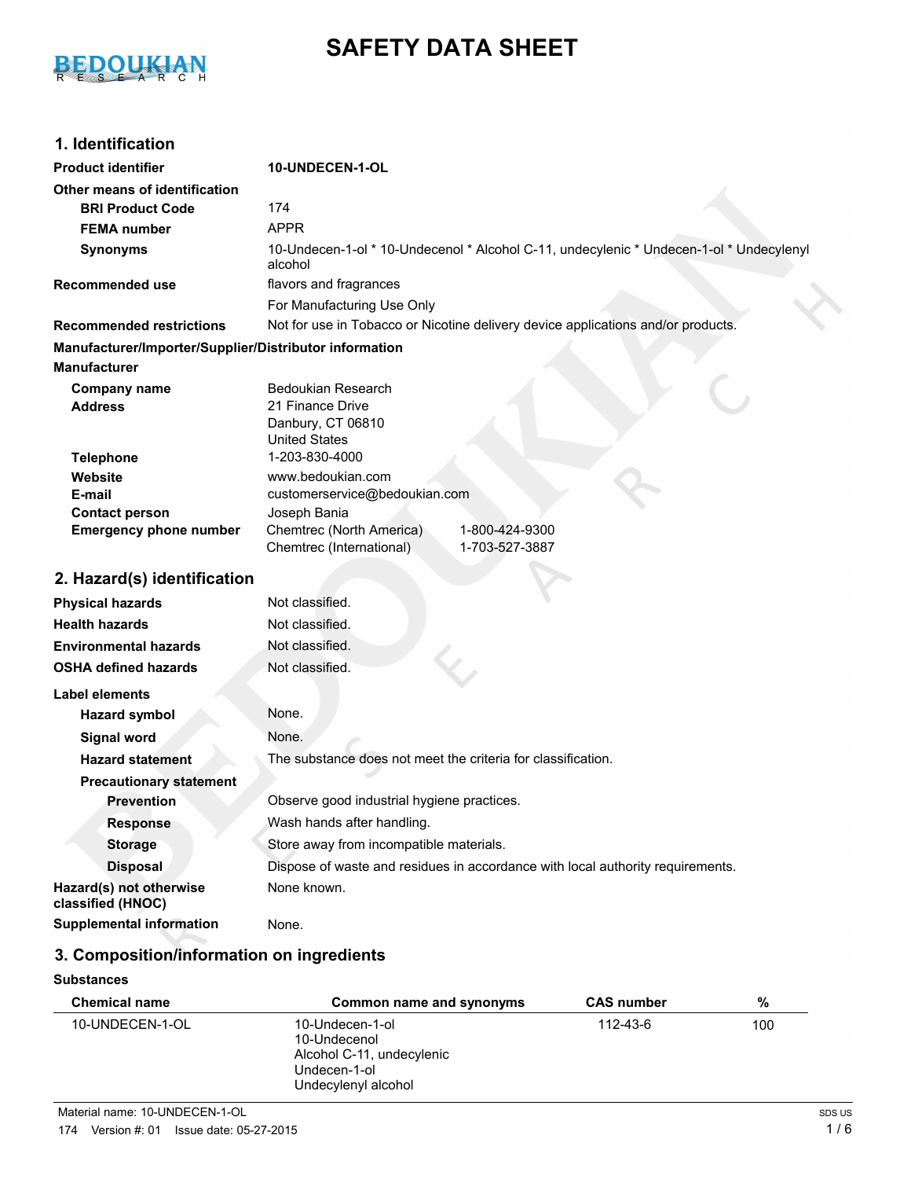# SAFETY DATA SHEET

## 1. Identification

**Product identifier** **10-UNDECEN-1-OL**

**Other means of identification**

| | |
|---|---|
| **BRI Product Code** | 174 |
| **FEMA number** | APPR |
| **Synonyms** | 10-Undecen-1-ol * 10-Undecenol * Alcohol C-11, undecylenic * Undecen-1-ol * Undecylenyl alcohol |

**Recommended use** flavors and fragrances

For Manufacturing Use Only

**Recommended restrictions** Not for use in Tobacco or Nicotine delivery device applications and/or products.

**Manufacturer/Importer/Supplier/Distributor information**

**Manufacturer**

| | |
|---|---|
| **Company name** | Bedoukian Research |
| **Address** | 21 Finance Drive<br>Danbury, CT 06810<br>United States |
| **Telephone** | 1-203-830-4000 |
| **Website** | www.bedoukian.com |
| **E-mail** | customerservice@bedoukian.com |
| **Contact person** | Joseph Bania |
| **Emergency phone number** | Chemtrec (North America) 1-800-424-9300<br>Chemtrec (International) 1-703-527-3887 |

## 2. Hazard(s) identification

| | |
|---|---|
| **Physical hazards** | Not classified. |
| **Health hazards** | Not classified. |
| **Environmental hazards** | Not classified. |
| **OSHA defined hazards** | Not classified. |

**Label elements**

| | |
|---|---|
| **Hazard symbol** | None. |
| **Signal word** | None. |
| **Hazard statement** | The substance does not meet the criteria for classification. |

**Precautionary statement**

| | |
|---|---|
| **Prevention** | Observe good industrial hygiene practices. |
| **Response** | Wash hands after handling. |
| **Storage** | Store away from incompatible materials. |
| **Disposal** | Dispose of waste and residues in accordance with local authority requirements. |

**Hazard(s) not otherwise classified (HNOC)** None known.

**Supplemental information** None.

## 3. Composition/information on ingredients

**Substances**

| Chemical name | Common name and synonyms | CAS number | % |
|---|---|---|---|
| 10-UNDECEN-1-OL | 10-Undecen-1-ol<br>10-Undecenol<br>Alcohol C-11, undecylenic<br>Undecen-1-ol<br>Undecylenyl alcohol | 112-43-6 | 100 |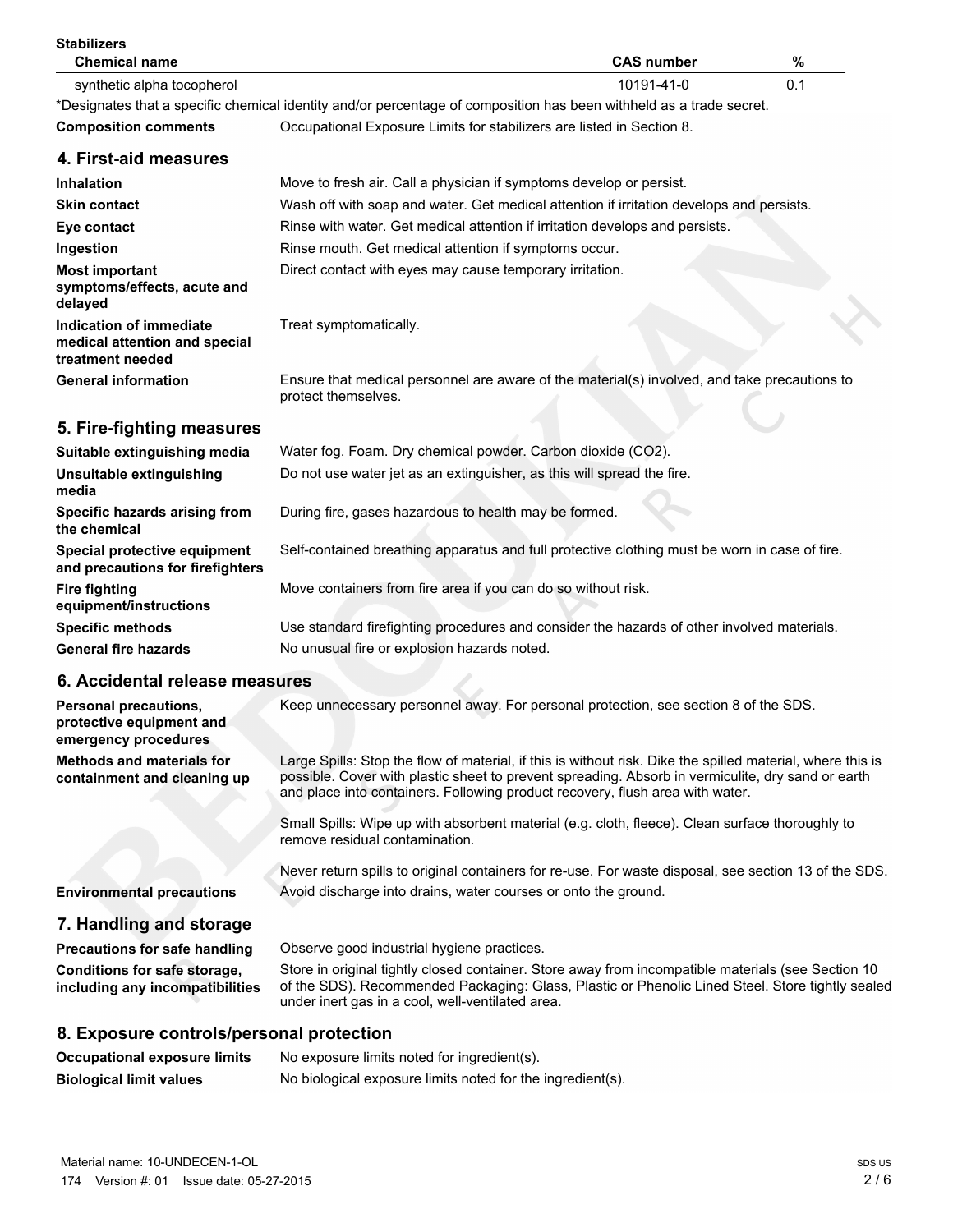**Stabilizers**

| Chemical name | CAS number | % |
|---|---|---|
| synthetic alpha tocopherol | 10191-41-0 | 0.1 |

*Designates that a specific chemical identity and/or percentage of composition has been withheld as a trade secret.

**Composition comments** Occupational Exposure Limits for stabilizers are listed in Section 8.

## 4. First-aid measures

**Inhalation** Move to fresh air. Call a physician if symptoms develop or persist.

**Skin contact** Wash off with soap and water. Get medical attention if irritation develops and persists.

**Eye contact** Rinse with water. Get medical attention if irritation develops and persists.

**Ingestion** Rinse mouth. Get medical attention if symptoms occur.

**Most important symptoms/effects, acute and delayed** Direct contact with eyes may cause temporary irritation.

**Indication of immediate medical attention and special treatment needed** Treat symptomatically.

**General information** Ensure that medical personnel are aware of the material(s) involved, and take precautions to protect themselves.

## 5. Fire-fighting measures

**Suitable extinguishing media** Water fog. Foam. Dry chemical powder. Carbon dioxide ($CO_2$).

**Unsuitable extinguishing media** Do not use water jet as an extinguisher, as this will spread the fire.

**Specific hazards arising from the chemical** During fire, gases hazardous to health may be formed.

**Special protective equipment and precautions for firefighters** Self-contained breathing apparatus and full protective clothing must be worn in case of fire.

**Fire fighting equipment/instructions** Move containers from fire area if you can do so without risk.

**Specific methods** Use standard firefighting procedures and consider the hazards of other involved materials.

**General fire hazards** No unusual fire or explosion hazards noted.

## 6. Accidental release measures

**Personal precautions, protective equipment and emergency procedures** Keep unnecessary personnel away. For personal protection, see section 8 of the SDS.

**Methods and materials for containment and cleaning up** Large Spills: Stop the flow of material, if this is without risk. Dike the spilled material, where this is possible. Cover with plastic sheet to prevent spreading. Absorb in vermiculite, dry sand or earth and place into containers. Following product recovery, flush area with water.

Small Spills: Wipe up with absorbent material (e.g. cloth, fleece). Clean surface thoroughly to remove residual contamination.

Never return spills to original containers for re-use. For waste disposal, see section 13 of the SDS.

**Environmental precautions** Avoid discharge into drains, water courses or onto the ground.

## 7. Handling and storage

**Precautions for safe handling** Observe good industrial hygiene practices.

**Conditions for safe storage, including any incompatibilities** Store in original tightly closed container. Store away from incompatible materials (see Section 10 of the SDS). Recommended Packaging: Glass, Plastic or Phenolic Lined Steel. Store tightly sealed under inert gas in a cool, well-ventilated area.

## 8. Exposure controls/personal protection

**Occupational exposure limits** No exposure limits noted for ingredient(s).

**Biological limit values** No biological exposure limits noted for the ingredient(s).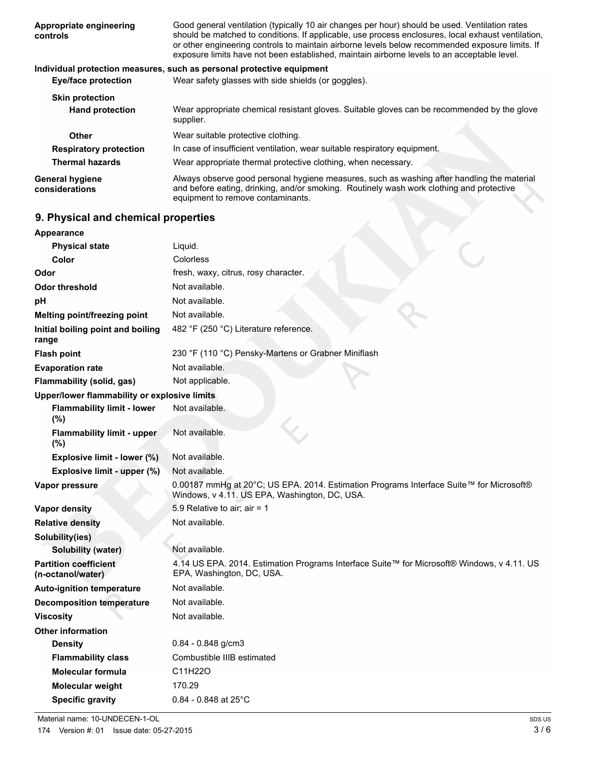| | |
|---|---|
| **Appropriate engineering controls** | Good general ventilation (typically 10 air changes per hour) should be used. Ventilation rates should be matched to conditions. If applicable, use process enclosures, local exhaust ventilation, or other engineering controls to maintain airborne levels below recommended exposure limits. If exposure limits have not been established, maintain airborne levels to an acceptable level. |

**Individual protection measures, such as personal protective equipment**

| | |
|---|---|
| **Eye/face protection** | Wear safety glasses with side shields (or goggles). |
| **Skin protection** | |
| **Hand protection** | Wear appropriate chemical resistant gloves. Suitable gloves can be recommended by the glove supplier. |
| **Other** | Wear suitable protective clothing. |
| **Respiratory protection** | In case of insufficient ventilation, wear suitable respiratory equipment. |
| **Thermal hazards** | Wear appropriate thermal protective clothing, when necessary. |
| **General hygiene considerations** | Always observe good personal hygiene measures, such as washing after handling the material and before eating, drinking, and/or smoking. Routinely wash work clothing and protective equipment to remove contaminants. |

## 9. Physical and chemical properties

| | |
|---|---|
| **Appearance** | |
| **Physical state** | Liquid. |
| **Color** | Colorless |
| **Odor** | fresh, waxy, citrus, rosy character. |
| **Odor threshold** | Not available. |
| **pH** | Not available. |
| **Melting point/freezing point** | Not available. |
| **Initial boiling point and boiling range** | 482 °F (250 °C) Literature reference. |
| **Flash point** | 230 °F (110 °C) Pensky-Martens or Grabner Miniflash |
| **Evaporation rate** | Not available. |
| **Flammability (solid, gas)** | Not applicable. |
| **Upper/lower flammability or explosive limits** | |
| **Flammability limit - lower (%)** | Not available. |
| **Flammability limit - upper (%)** | Not available. |
| **Explosive limit - lower (%)** | Not available. |
| **Explosive limit - upper (%)** | Not available. |
| **Vapor pressure** | 0.00187 mmHg at 20°C; US EPA. 2014. Estimation Programs Interface Suite™ for Microsoft® Windows, v 4.11. US EPA, Washington, DC, USA. |
| **Vapor density** | 5.9 Relative to air; air = 1 |
| **Relative density** | Not available. |
| **Solubility(ies)** | |
| **Solubility (water)** | Not available. |
| **Partition coefficient (n-octanol/water)** | 4.14 US EPA. 2014. Estimation Programs Interface Suite™ for Microsoft® Windows, v 4.11. US EPA, Washington, DC, USA. |
| **Auto-ignition temperature** | Not available. |
| **Decomposition temperature** | Not available. |
| **Viscosity** | Not available. |
| **Other information** | |
| **Density** | 0.84 - 0.848 g/cm3 |
| **Flammability class** | Combustible IIIB estimated |
| **Molecular formula** | $C_{11}H_{22}O$ |
| **Molecular weight** | 170.29 |
| **Specific gravity** | 0.84 - 0.848 at 25°C |

Material name: 10-UNDECEN-1-OL

174 Version #: 01 Issue date: 05-27-2015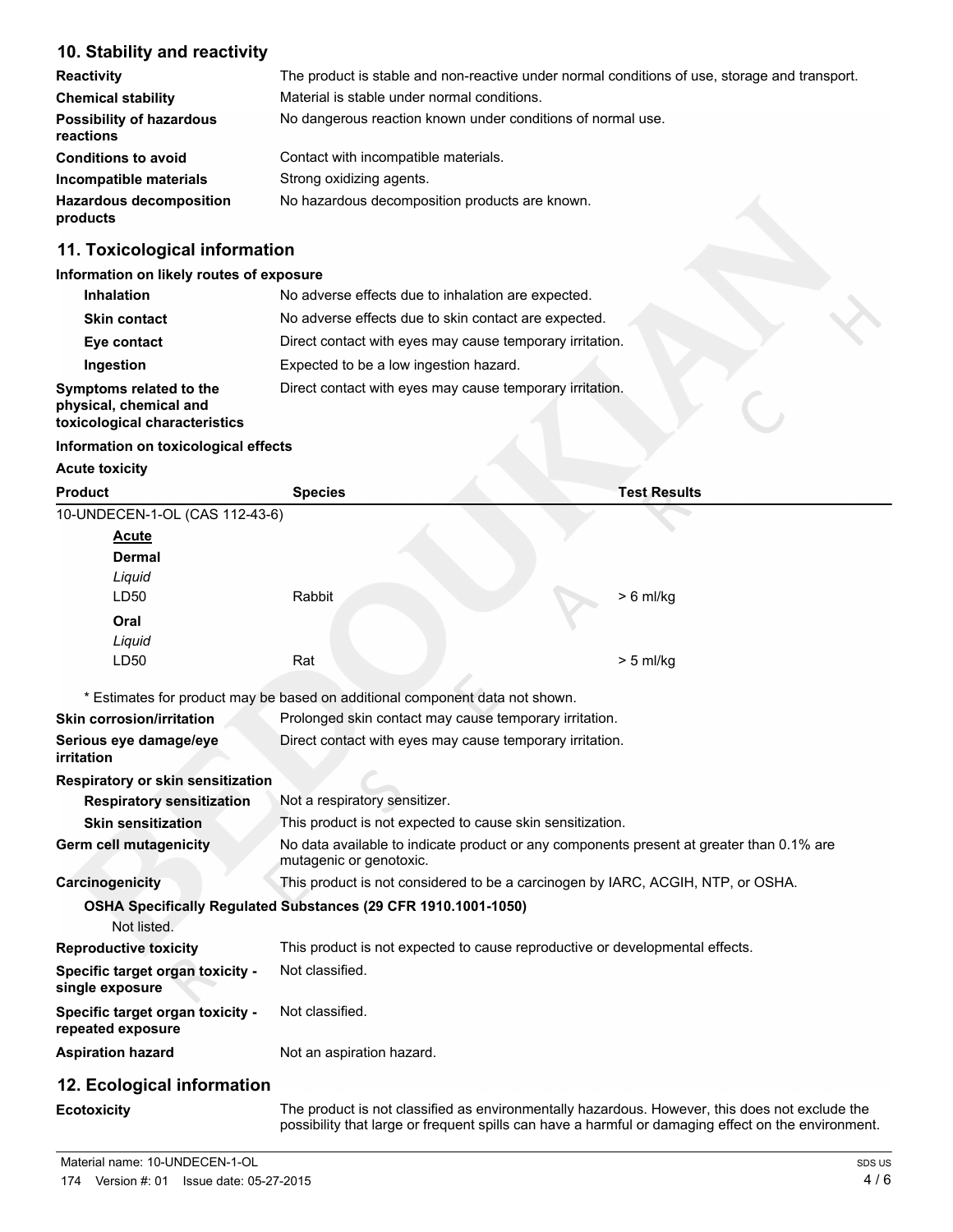## 10. Stability and reactivity

| | |
|---|---|
| **Reactivity** | The product is stable and non-reactive under normal conditions of use, storage and transport. |
| **Chemical stability** | Material is stable under normal conditions. |
| **Possibility of hazardous reactions** | No dangerous reaction known under conditions of normal use. |
| **Conditions to avoid** | Contact with incompatible materials. |
| **Incompatible materials** | Strong oxidizing agents. |
| **Hazardous decomposition products** | No hazardous decomposition products are known. |

## 11. Toxicological information

**Information on likely routes of exposure**

| | |
|---|---|
| **Inhalation** | No adverse effects due to inhalation are expected. |
| **Skin contact** | No adverse effects due to skin contact are expected. |
| **Eye contact** | Direct contact with eyes may cause temporary irritation. |
| **Ingestion** | Expected to be a low ingestion hazard. |
| **Symptoms related to the physical, chemical and toxicological characteristics** | Direct contact with eyes may cause temporary irritation. |

**Information on toxicological effects**

**Acute toxicity**

| Product | Species | Test Results |
|---|---|---|
| 10-UNDECEN-1-OL (CAS 112-43-6) | | |
| **Acute** | | |
| **Dermal** | | |
| *Liquid* | | |
| LD50 | Rabbit | > 6 ml/kg |
| **Oral** | | |
| *Liquid* | | |
| LD50 | Rat | > 5 ml/kg |

\* Estimates for product may be based on additional component data not shown.

| | |
|---|---|
| **Skin corrosion/irritation** | Prolonged skin contact may cause temporary irritation. |
| **Serious eye damage/eye irritation** | Direct contact with eyes may cause temporary irritation. |

**Respiratory or skin sensitization**

| | |
|---|---|
| **Respiratory sensitization** | Not a respiratory sensitizer. |
| **Skin sensitization** | This product is not expected to cause skin sensitization. |
| **Germ cell mutagenicity** | No data available to indicate product or any components present at greater than 0.1% are mutagenic or genotoxic. |
| **Carcinogenicity** | This product is not considered to be a carcinogen by IARC, ACGIH, NTP, or OSHA. |

**OSHA Specifically Regulated Substances (29 CFR 1910.1001-1050)**

Not listed.

| | |
|---|---|
| **Reproductive toxicity** | This product is not expected to cause reproductive or developmental effects. |
| **Specific target organ toxicity - single exposure** | Not classified. |
| **Specific target organ toxicity - repeated exposure** | Not classified. |
| **Aspiration hazard** | Not an aspiration hazard. |

## 12. Ecological information

| | |
|---|---|
| **Ecotoxicity** | The product is not classified as environmentally hazardous. However, this does not exclude the possibility that large or frequent spills can have a harmful or damaging effect on the environment. |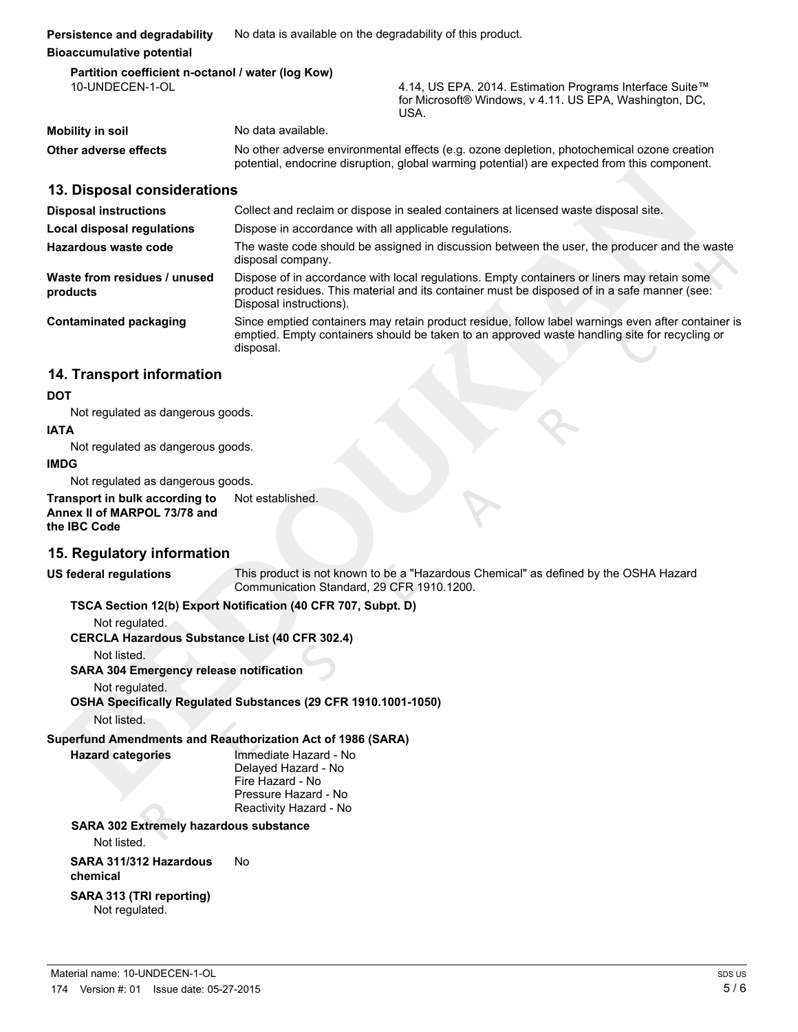**Persistence and degradability** No data is available on the degradability of this product.

**Bioaccumulative potential**

**Partition coefficient n-octanol / water (log Kow)**

| | |
|---|---|
| 10-UNDECEN-1-OL | 4.14, US EPA. 2014. Estimation Programs Interface Suite™ for Microsoft® Windows, v 4.11. US EPA, Washington, DC, USA. |

**Mobility in soil** No data available.

**Other adverse effects** No other adverse environmental effects (e.g. ozone depletion, photochemical ozone creation potential, endocrine disruption, global warming potential) are expected from this component.

## 13. Disposal considerations

**Disposal instructions** Collect and reclaim or dispose in sealed containers at licensed waste disposal site.

**Local disposal regulations** Dispose in accordance with all applicable regulations.

**Hazardous waste code** The waste code should be assigned in discussion between the user, the producer and the waste disposal company.

**Waste from residues / unused products** Dispose of in accordance with local regulations. Empty containers or liners may retain some product residues. This material and its container must be disposed of in a safe manner (see: Disposal instructions).

**Contaminated packaging** Since emptied containers may retain product residue, follow label warnings even after container is emptied. Empty containers should be taken to an approved waste handling site for recycling or disposal.

## 14. Transport information

**DOT**

Not regulated as dangerous goods.

**IATA**

Not regulated as dangerous goods.

**IMDG**

Not regulated as dangerous goods.

**Transport in bulk according to Annex II of MARPOL 73/78 and the IBC Code** Not established.

## 15. Regulatory information

**US federal regulations** This product is not known to be a "Hazardous Chemical" as defined by the OSHA Hazard Communication Standard, 29 CFR 1910.1200.

**TSCA Section 12(b) Export Notification (40 CFR 707, Subpt. D)**

Not regulated.

**CERCLA Hazardous Substance List (40 CFR 302.4)**

Not listed.

**SARA 304 Emergency release notification**

Not regulated.

**OSHA Specifically Regulated Substances (29 CFR 1910.1001-1050)**

Not listed.

**Superfund Amendments and Reauthorization Act of 1986 (SARA)**

**Hazard categories**
Immediate Hazard - No
Delayed Hazard - No
Fire Hazard - No
Pressure Hazard - No
Reactivity Hazard - No

**SARA 302 Extremely hazardous substance**

Not listed.

**SARA 311/312 Hazardous chemical** No

**SARA 313 (TRI reporting)**

Not regulated.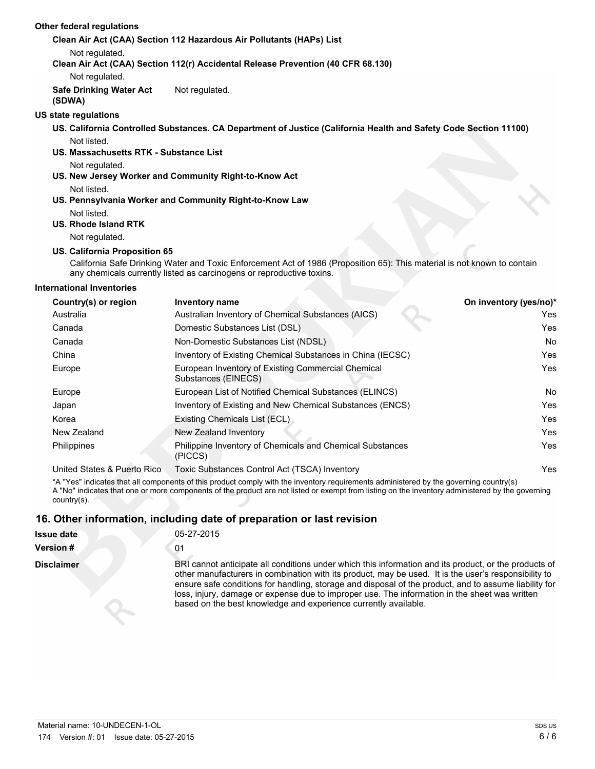**Other federal regulations**

**Clean Air Act (CAA) Section 112 Hazardous Air Pollutants (HAPs) List**

Not regulated.

**Clean Air Act (CAA) Section 112(r) Accidental Release Prevention (40 CFR 68.130)**

Not regulated.

**Safe Drinking Water Act (SDWA)** Not regulated.

**US state regulations**

**US. California Controlled Substances. CA Department of Justice (California Health and Safety Code Section 11100)**

Not listed.

**US. Massachusetts RTK - Substance List**

Not regulated.

**US. New Jersey Worker and Community Right-to-Know Act**

Not listed.

**US. Pennsylvania Worker and Community Right-to-Know Law**

Not listed.

**US. Rhode Island RTK**

Not regulated.

**US. California Proposition 65**

California Safe Drinking Water and Toxic Enforcement Act of 1986 (Proposition 65): This material is not known to contain any chemicals currently listed as carcinogens or reproductive toxins.

**International Inventories**

| Country(s) or region | Inventory name | On inventory (yes/no)* |
|---|---|---|
| Australia | Australian Inventory of Chemical Substances (AICS) | Yes |
| Canada | Domestic Substances List (DSL) | Yes |
| Canada | Non-Domestic Substances List (NDSL) | No |
| China | Inventory of Existing Chemical Substances in China (IECSC) | Yes |
| Europe | European Inventory of Existing Commercial Chemical Substances (EINECS) | Yes |
| Europe | European List of Notified Chemical Substances (ELINCS) | No |
| Japan | Inventory of Existing and New Chemical Substances (ENCS) | Yes |
| Korea | Existing Chemicals List (ECL) | Yes |
| New Zealand | New Zealand Inventory | Yes |
| Philippines | Philippine Inventory of Chemicals and Chemical Substances (PICCS) | Yes |
| United States & Puerto Rico | Toxic Substances Control Act (TSCA) Inventory | Yes |

*A "Yes" indicates that all components of this product comply with the inventory requirements administered by the governing country(s)
A "No" indicates that one or more components of the product are not listed or exempt from listing on the inventory administered by the governing country(s).

## 16. Other information, including date of preparation or last revision

**Issue date** 05-27-2015

**Version #** 01

**Disclaimer** BRI cannot anticipate all conditions under which this information and its product, or the products of other manufacturers in combination with its product, may be used. It is the user's responsibility to ensure safe conditions for handling, storage and disposal of the product, and to assume liability for loss, injury, damage or expense due to improper use. The information in the sheet was written based on the best knowledge and experience currently available.